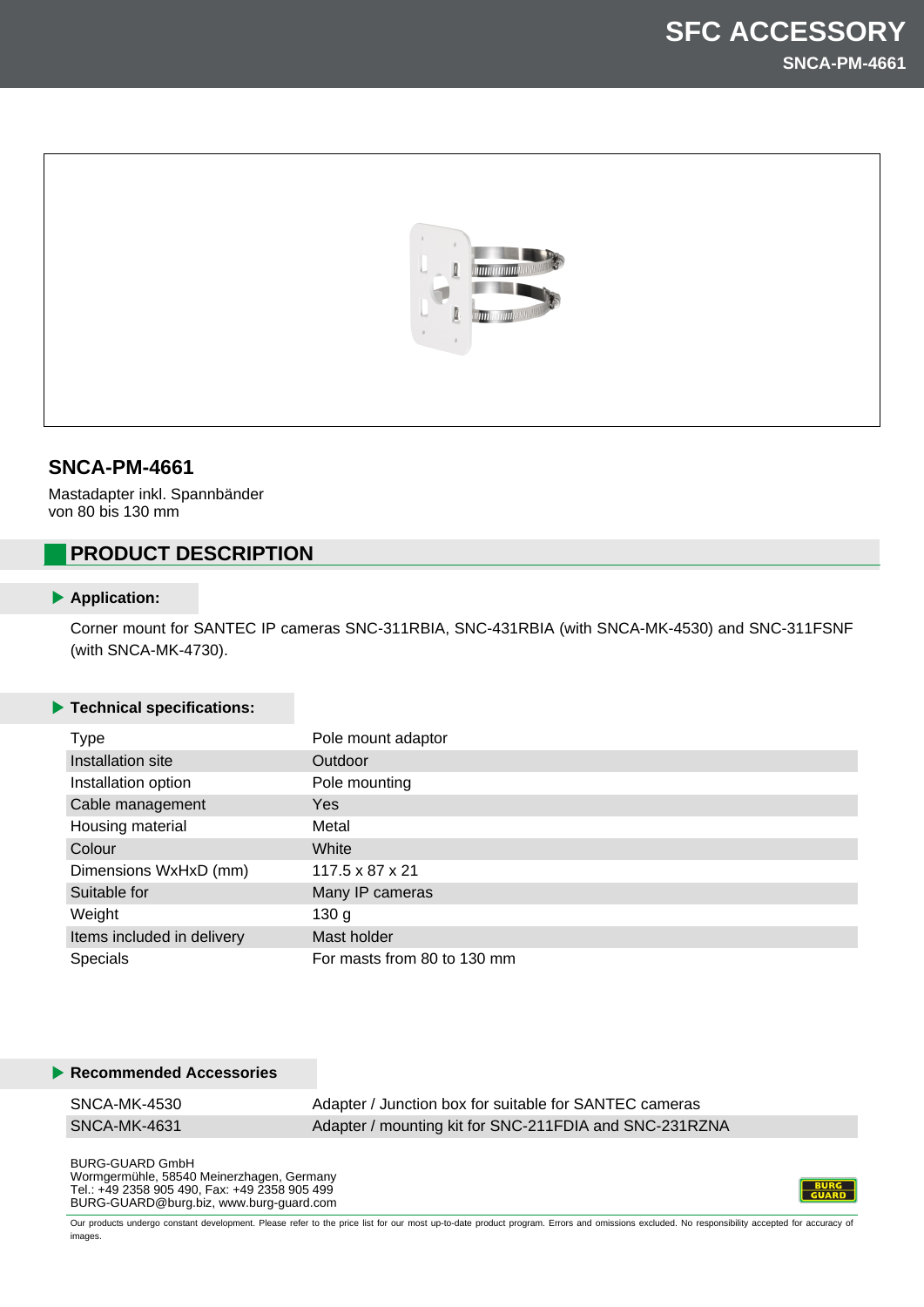# SFC ACCESSORY

**SNCA-PM-4661**

## SNCA-PM-4661

Mastadapter inkl. Spannbänder
von 80 bis 130 mm

## PRODUCT DESCRIPTION

### Application:

Corner mount for SANTEC IP cameras SNC-311RBIA, SNC-431RBIA (with SNCA-MK-4530) and SNC-311FSNF (with SNCA-MK-4730).

### Technical specifications:

| | |
|---|---|
| Type | Pole mount adaptor |
| Installation site | Outdoor |
| Installation option | Pole mounting |
| Cable management | Yes |
| Housing material | Metal |
| Colour | White |
| Dimensions WxHxD (mm) | 117.5 x 87 x 21 |
| Suitable for | Many IP cameras |
| Weight | 130 g |
| Items included in delivery | Mast holder |
| Specials | For masts from 80 to 130 mm |

### Recommended Accessories

| | |
|---|---|
| SNCA-MK-4530 | Adapter / Junction box for suitable for SANTEC cameras |
| SNCA-MK-4631 | Adapter / mounting kit for SNC-211FDIA and SNC-231RZNA |

BURG-GUARD GmbH
Wormgermühle, 58540 Meinerzhagen, Germany
Tel.: +49 2358 905 490, Fax: +49 2358 905 499
BURG-GUARD@burg.biz, www.burg-guard.com

Our products undergo constant development. Please refer to the price list for our most up-to-date product program. Errors and omissions excluded. No responsibility accepted for accuracy of images.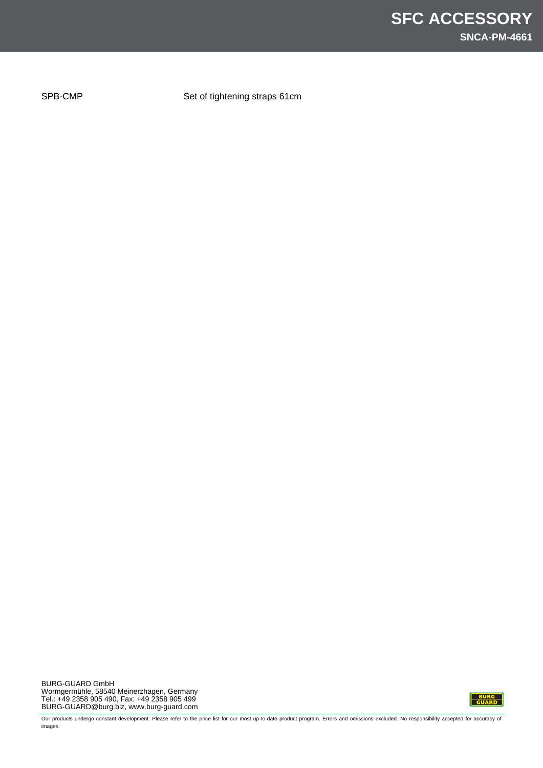| | |
|---|---|
| SPB-CMP | Set of tightening straps 61cm |